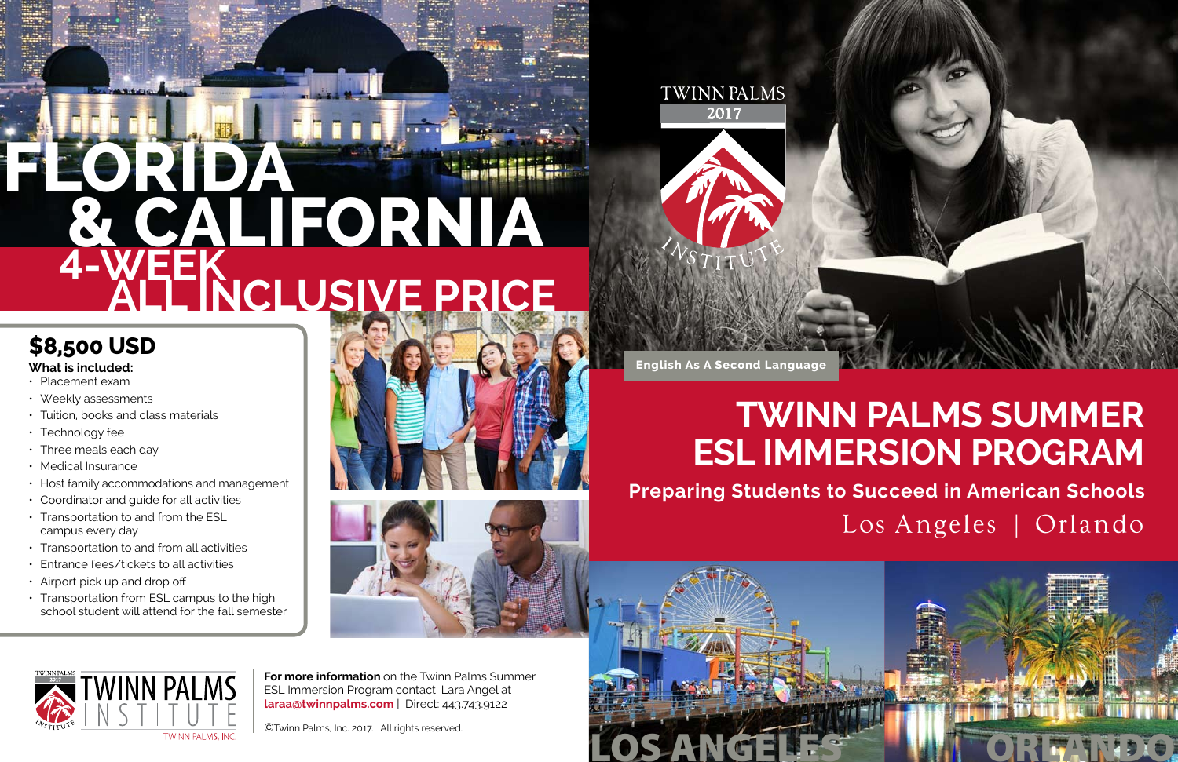# FLORIDA & CALIFORNIA

## 4-WEEK ALL INCLUSIVE PRICE

**$8,500 USD**

**What is included:**

- Placement exam
- Weekly assessments
- Tuition, books and class materials
- Technology fee
- Three meals each day
- Medical Insurance
- Host family accommodations and management
- Coordinator and guide for all activities
- Transportation to and from the ESL campus every day
- Transportation to and from all activities
- Entrance fees/tickets to all activities
- Airport pick up and drop off
- Transportation from ESL campus to the high school student will attend for the fall semester

TWINN PALMS INSTITUTE
TWINN PALMS, INC.

**For more information** on the Twinn Palms Summer ESL Immersion Program contact: Lara Angel at **laraa@twinnpalms.com** | Direct: 443.743.9122

©Twinn Palms, Inc. 2017. All rights reserved.

TWINN PALMS 2017 INSTITUTE

English As A Second Language

# TWINN PALMS SUMMER ESL IMMERSION PROGRAM

**Preparing Students to Succeed in American Schools**

Los Angeles | Orlando

LOS ANGELES

ORLANDO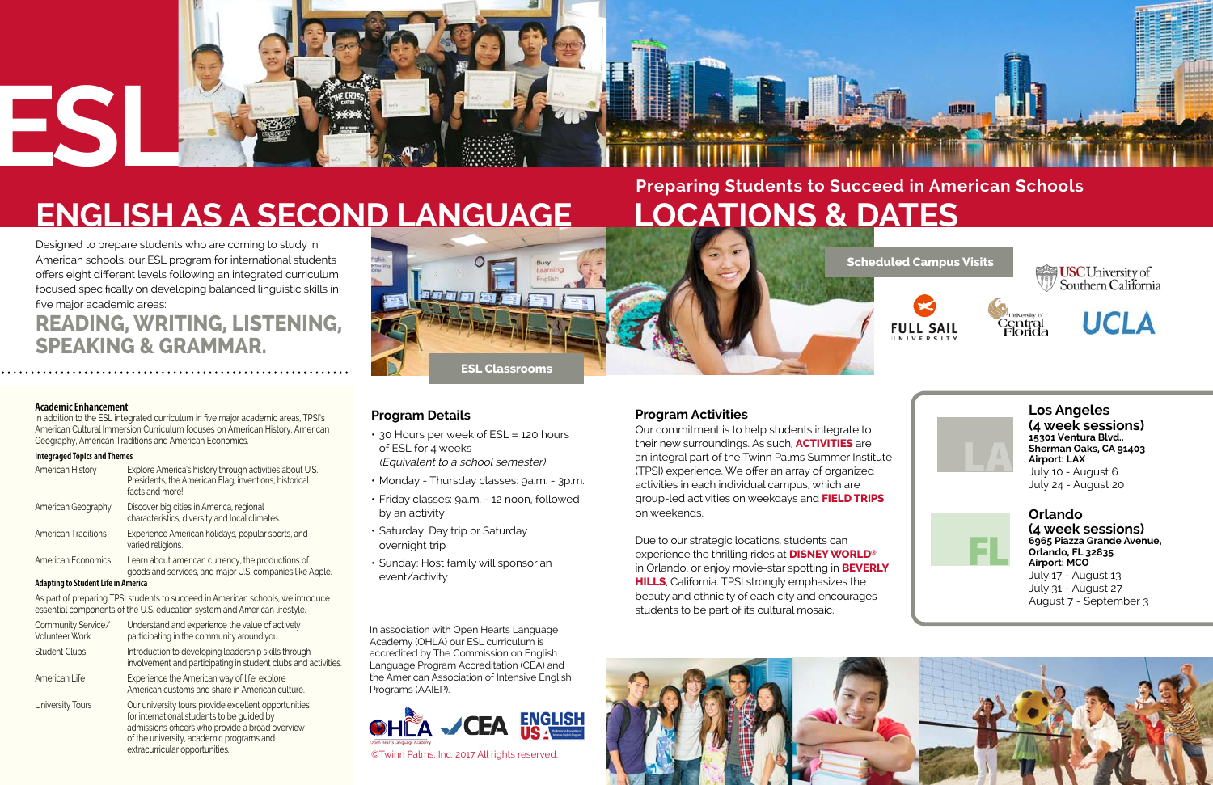# ESL

## ENGLISH AS A SECOND LANGUAGE

Designed to prepare students who are coming to study in American schools, our ESL program for international students offers eight different levels following an integrated curriculum focused specifically on developing balanced linguistic skills in five major academic areas:

**READING, WRITING, LISTENING, SPEAKING & GRAMMAR.**

ESL Classrooms

### Academic Enhancement

In addition to the ESL integrated curriculum in five major academic areas, TPSI's American Cultural Immersion Curriculum focuses on American History, American Geography, American Traditions and American Economics.

#### Integraged Topics and Themes

| | |
|---|---|
| American History | Explore America's history through activities about U.S. Presidents, the American Flag, inventions, historical facts and more! |
| American Geography | Discover big cities in America, regional characteristics, diversity and local climates. |
| American Traditions | Experience American holidays, popular sports, and varied religions. |
| American Economics | Learn about american currency, the productions of goods and services, and major U.S. companies like Apple. |

#### Adapting to Student Life in America

As part of preparing TPSI students to succeed in American schools, we introduce essential components of the U.S. education system and American lifestyle.

| | |
|---|---|
| Community Service/ Volunteer Work | Understand and experience the value of actively participating in the community around you. |
| Student Clubs | Introduction to developing leadership skills through involvement and participating in student clubs and activities. |
| American Life | Experience the American way of life, explore American customs and share in American culture. |
| University Tours | Our university tours provide excellent opportunities for international students to be guided by admissions officers who provide a broad overview of the university, academic programs and extracurricular opportunities. |

### Program Details

- 30 Hours per week of ESL = 120 hours of ESL for 4 weeks *(Equivalent to a school semester)*
- Monday - Thursday classes: 9a.m. - 3p.m.
- Friday classes: 9a.m. - 12 noon, followed by an activity
- Saturday: Day trip or Saturday overnight trip
- Sunday: Host family will sponsor an event/activity

In association with Open Hearts Language Academy (OHLA) our ESL curriculum is accredited by The Commission on English Language Program Accreditation (CEA) and the American Association of Intensive English Programs (AAIEP).

OHLA Open Hearts Language Academy · CEA · ENGLISH USA The American Association of Intensive English Programs

©Twinn Palms, Inc. 2017 All rights reserved.

## Preparing Students to Succeed in American Schools

## LOCATIONS & DATES

**Scheduled Campus Visits**

USC University of Southern California · FULL SAIL UNIVERSITY · University of Central Florida · UCLA

### Program Activities

Our commitment is to help students integrate to their new surroundings. As such, **ACTIVITIES** are an integral part of the Twinn Palms Summer Institute (TPSI) experience. We offer an array of organized activities in each individual campus, which are group-led activities on weekdays and **FIELD TRIPS** on weekends.

Due to our strategic locations, students can experience the thrilling rides at **DISNEY WORLD®** in Orlando, or enjoy movie-star spotting in **BEVERLY HILLS**, California. TPSI strongly emphasizes the beauty and ethnicity of each city and encourages students to be part of its cultural mosaic.

### LA

**Los Angeles**
**(4 week sessions)**
**15301 Ventura Blvd., Sherman Oaks, CA 91403**
**Airport: LAX**
July 10 - August 6
July 24 - August 20

### FL

**Orlando**
**(4 week sessions)**
**6965 Piazza Grande Avenue, Orlando, FL 32835**
**Airport: MCO**
July 17 - August 13
July 31 - August 27
August 7 - September 3